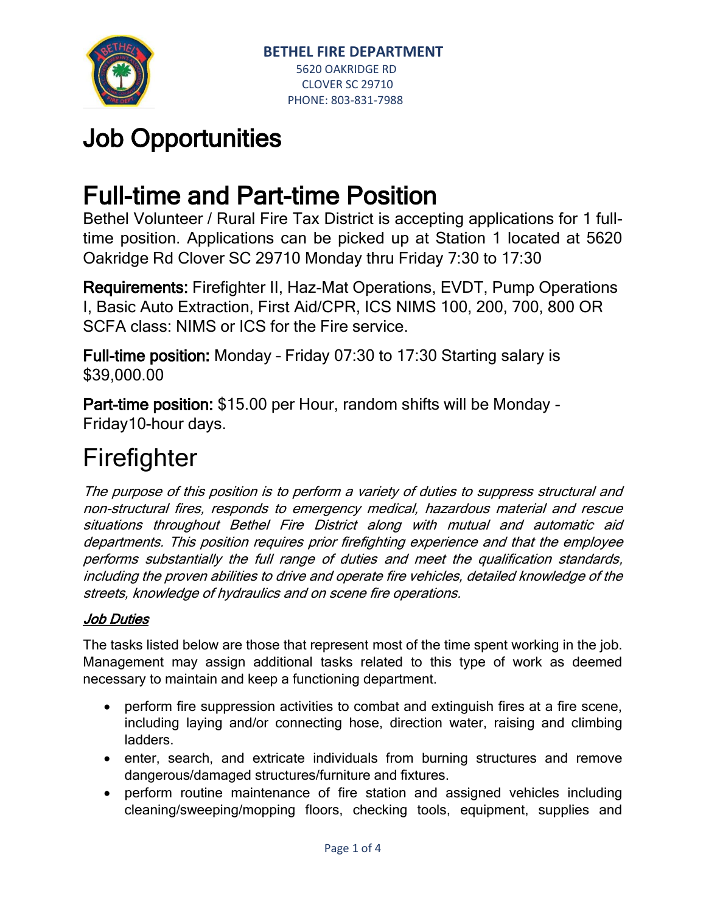**BETHEL FIRE DEPARTMENT**
5620 OAKRIDGE RD
CLOVER SC 29710
PHONE: 803-831-7988

# Job Opportunities

# Full-time and Part-time Position

Bethel Volunteer / Rural Fire Tax District is accepting applications for 1 full-time position. Applications can be picked up at Station 1 located at 5620 Oakridge Rd Clover SC 29710 Monday thru Friday 7:30 to 17:30

**Requirements:** Firefighter II, Haz-Mat Operations, EVDT, Pump Operations I, Basic Auto Extraction, First Aid/CPR, ICS NIMS 100, 200, 700, 800 OR SCFA class: NIMS or ICS for the Fire service.

**Full-time position:** Monday – Friday 07:30 to 17:30 Starting salary is $39,000.00

**Part-time position:** $15.00 per Hour, random shifts will be Monday - Friday10-hour days.

# Firefighter

*The purpose of this position is to perform a variety of duties to suppress structural and non-structural fires, responds to emergency medical, hazardous material and rescue situations throughout Bethel Fire District along with mutual and automatic aid departments. This position requires prior firefighting experience and that the employee performs substantially the full range of duties and meet the qualification standards, including the proven abilities to drive and operate fire vehicles, detailed knowledge of the streets, knowledge of hydraulics and on scene fire operations.*

### ***Job Duties***

The tasks listed below are those that represent most of the time spent working in the job. Management may assign additional tasks related to this type of work as deemed necessary to maintain and keep a functioning department.

- perform fire suppression activities to combat and extinguish fires at a fire scene, including laying and/or connecting hose, direction water, raising and climbing ladders.
- enter, search, and extricate individuals from burning structures and remove dangerous/damaged structures/furniture and fixtures.
- perform routine maintenance of fire station and assigned vehicles including cleaning/sweeping/mopping floors, checking tools, equipment, supplies and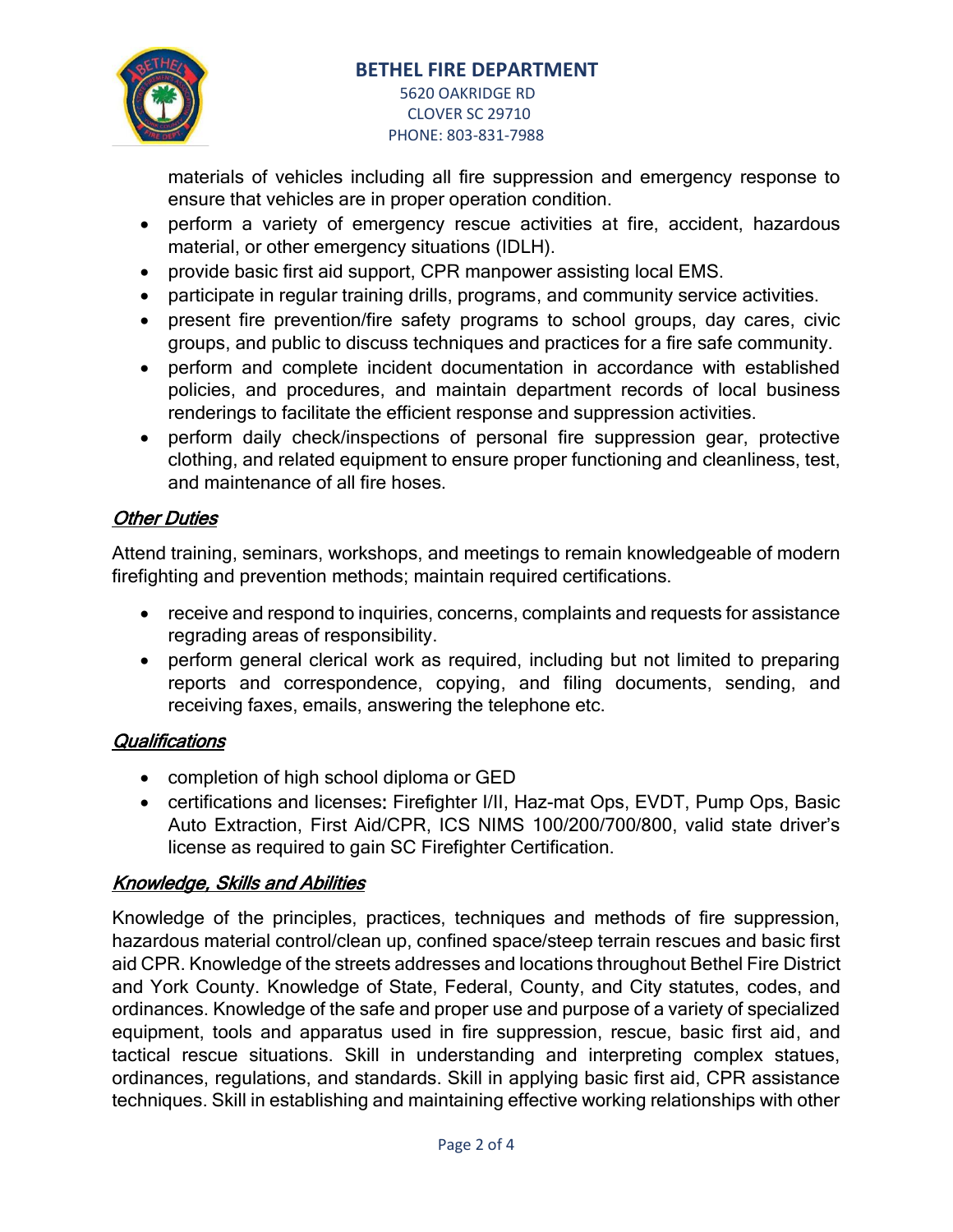materials of vehicles including all fire suppression and emergency response to ensure that vehicles are in proper operation condition.

- perform a variety of emergency rescue activities at fire, accident, hazardous material, or other emergency situations (IDLH).
- provide basic first aid support, CPR manpower assisting local EMS.
- participate in regular training drills, programs, and community service activities.
- present fire prevention/fire safety programs to school groups, day cares, civic groups, and public to discuss techniques and practices for a fire safe community.
- perform and complete incident documentation in accordance with established policies, and procedures, and maintain department records of local business renderings to facilitate the efficient response and suppression activities.
- perform daily check/inspections of personal fire suppression gear, protective clothing, and related equipment to ensure proper functioning and cleanliness, test, and maintenance of all fire hoses.

## *Other Duties*

Attend training, seminars, workshops, and meetings to remain knowledgeable of modern firefighting and prevention methods; maintain required certifications.

- receive and respond to inquiries, concerns, complaints and requests for assistance regrading areas of responsibility.
- perform general clerical work as required, including but not limited to preparing reports and correspondence, copying, and filing documents, sending, and receiving faxes, emails, answering the telephone etc.

## *Qualifications*

- completion of high school diploma or GED
- certifications and licenses: Firefighter I/II, Haz-mat Ops, EVDT, Pump Ops, Basic Auto Extraction, First Aid/CPR, ICS NIMS 100/200/700/800, valid state driver's license as required to gain SC Firefighter Certification.

## *Knowledge, Skills and Abilities*

Knowledge of the principles, practices, techniques and methods of fire suppression, hazardous material control/clean up, confined space/steep terrain rescues and basic first aid CPR. Knowledge of the streets addresses and locations throughout Bethel Fire District and York County. Knowledge of State, Federal, County, and City statutes, codes, and ordinances. Knowledge of the safe and proper use and purpose of a variety of specialized equipment, tools and apparatus used in fire suppression, rescue, basic first aid, and tactical rescue situations. Skill in understanding and interpreting complex statues, ordinances, regulations, and standards. Skill in applying basic first aid, CPR assistance techniques. Skill in establishing and maintaining effective working relationships with other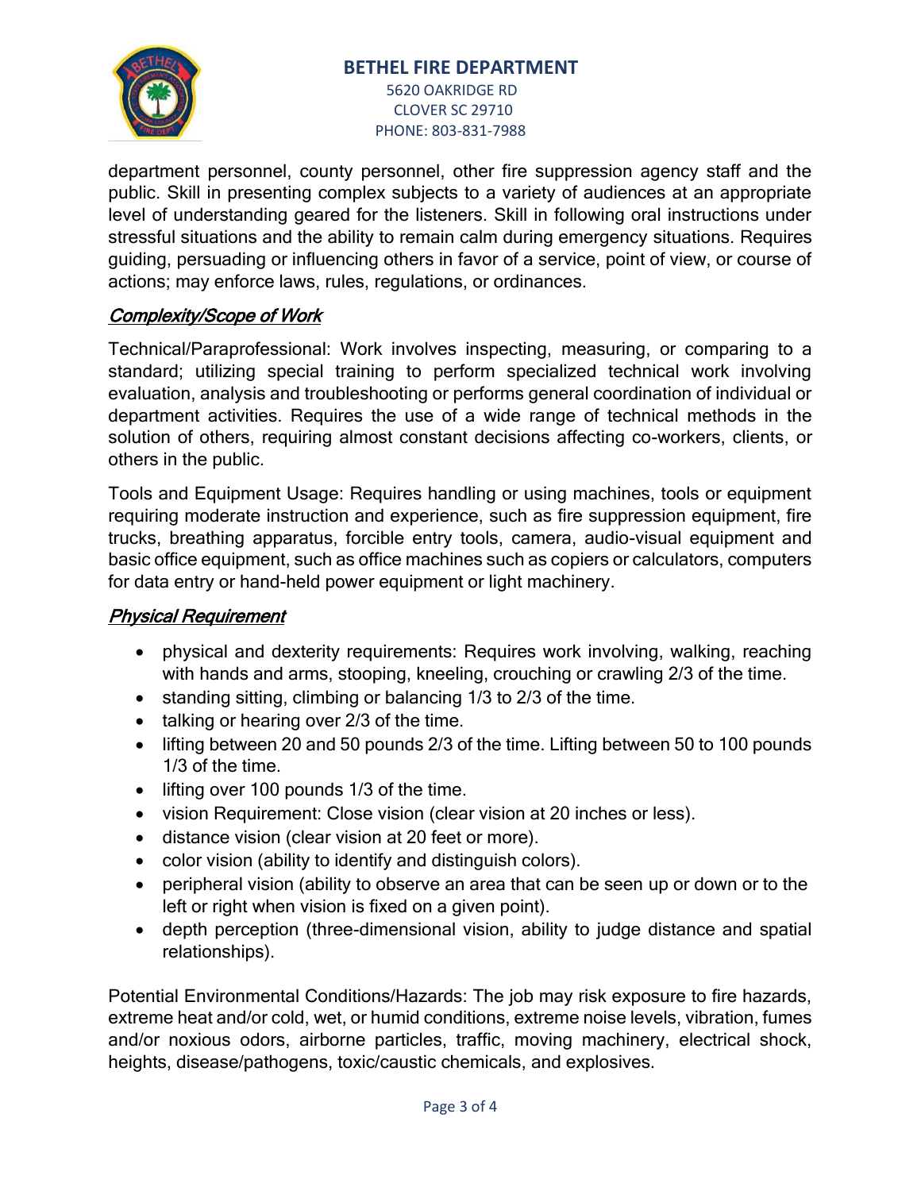department personnel, county personnel, other fire suppression agency staff and the public. Skill in presenting complex subjects to a variety of audiences at an appropriate level of understanding geared for the listeners. Skill in following oral instructions under stressful situations and the ability to remain calm during emergency situations. Requires guiding, persuading or influencing others in favor of a service, point of view, or course of actions; may enforce laws, rules, regulations, or ordinances.

## *Complexity/Scope of Work*

Technical/Paraprofessional: Work involves inspecting, measuring, or comparing to a standard; utilizing special training to perform specialized technical work involving evaluation, analysis and troubleshooting or performs general coordination of individual or department activities. Requires the use of a wide range of technical methods in the solution of others, requiring almost constant decisions affecting co-workers, clients, or others in the public.

Tools and Equipment Usage: Requires handling or using machines, tools or equipment requiring moderate instruction and experience, such as fire suppression equipment, fire trucks, breathing apparatus, forcible entry tools, camera, audio-visual equipment and basic office equipment, such as office machines such as copiers or calculators, computers for data entry or hand-held power equipment or light machinery.

## *Physical Requirement*

- physical and dexterity requirements: Requires work involving, walking, reaching with hands and arms, stooping, kneeling, crouching or crawling 2/3 of the time.
- standing sitting, climbing or balancing 1/3 to 2/3 of the time.
- talking or hearing over 2/3 of the time.
- lifting between 20 and 50 pounds 2/3 of the time. Lifting between 50 to 100 pounds 1/3 of the time.
- lifting over 100 pounds 1/3 of the time.
- vision Requirement: Close vision (clear vision at 20 inches or less).
- distance vision (clear vision at 20 feet or more).
- color vision (ability to identify and distinguish colors).
- peripheral vision (ability to observe an area that can be seen up or down or to the left or right when vision is fixed on a given point).
- depth perception (three-dimensional vision, ability to judge distance and spatial relationships).

Potential Environmental Conditions/Hazards: The job may risk exposure to fire hazards, extreme heat and/or cold, wet, or humid conditions, extreme noise levels, vibration, fumes and/or noxious odors, airborne particles, traffic, moving machinery, electrical shock, heights, disease/pathogens, toxic/caustic chemicals, and explosives.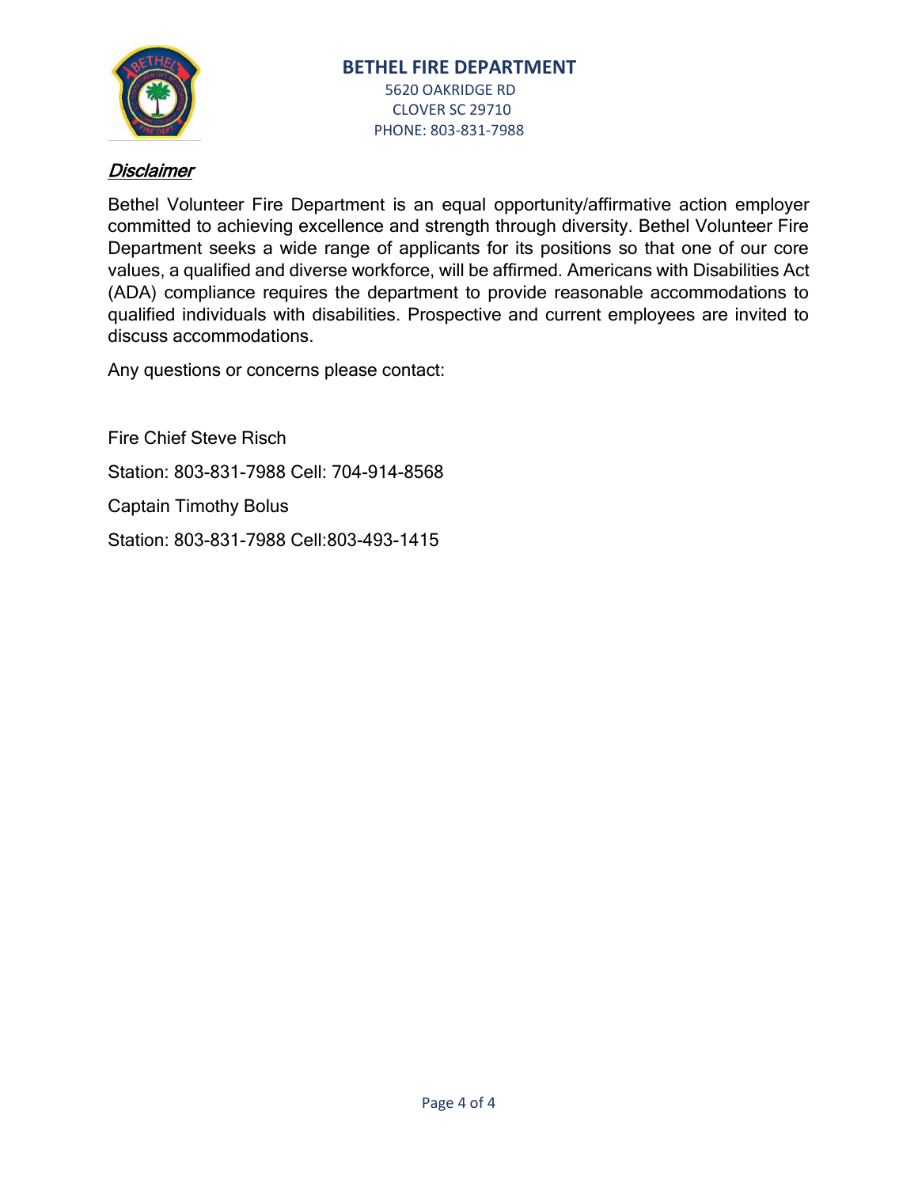# BETHEL FIRE DEPARTMENT

5620 OAKRIDGE RD
CLOVER SC 29710
PHONE: 803-831-7988

## *Disclaimer*

Bethel Volunteer Fire Department is an equal opportunity/affirmative action employer committed to achieving excellence and strength through diversity. Bethel Volunteer Fire Department seeks a wide range of applicants for its positions so that one of our core values, a qualified and diverse workforce, will be affirmed. Americans with Disabilities Act (ADA) compliance requires the department to provide reasonable accommodations to qualified individuals with disabilities. Prospective and current employees are invited to discuss accommodations.

Any questions or concerns please contact:

Fire Chief Steve Risch

Station: 803-831-7988 Cell: 704-914-8568

Captain Timothy Bolus

Station: 803-831-7988 Cell:803-493-1415